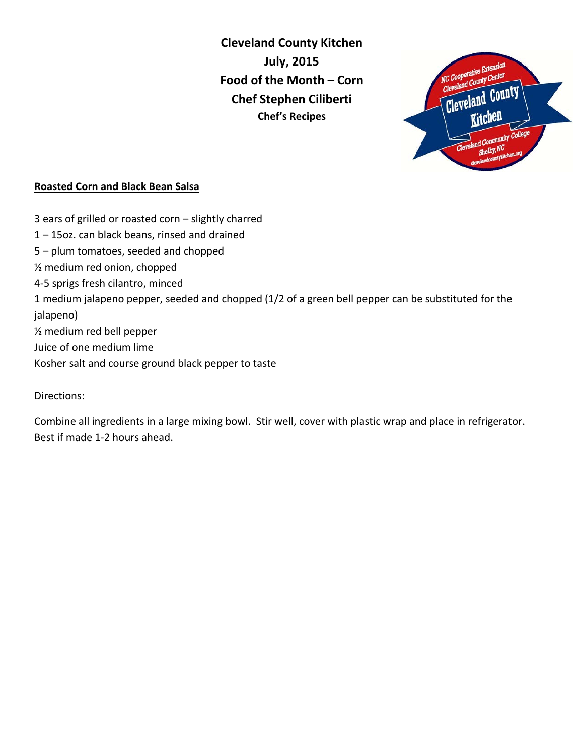**Cleveland County Kitchen**
**July, 2015**
**Food of the Month – Corn**
**Chef Stephen Ciliberti**
**Chef's Recipes**

## Roasted Corn and Black Bean Salsa

3 ears of grilled or roasted corn – slightly charred
1 – 15oz. can black beans, rinsed and drained
5 – plum tomatoes, seeded and chopped
½ medium red onion, chopped
4-5 sprigs fresh cilantro, minced
1 medium jalapeno pepper, seeded and chopped (1/2 of a green bell pepper can be substituted for the jalapeno)
½ medium red bell pepper
Juice of one medium lime
Kosher salt and course ground black pepper to taste

Directions:

Combine all ingredients in a large mixing bowl. Stir well, cover with plastic wrap and place in refrigerator. Best if made 1-2 hours ahead.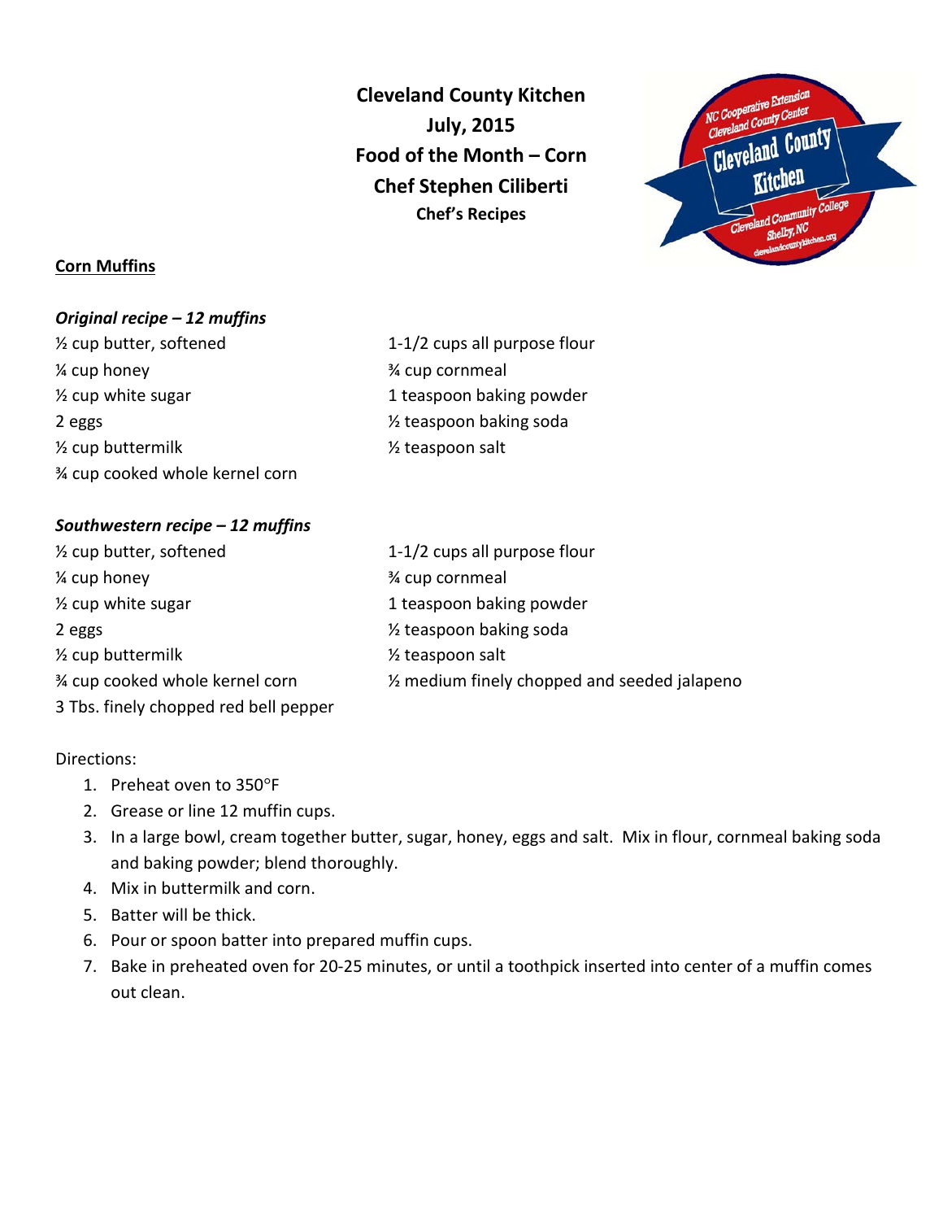**Cleveland County Kitchen**
**July, 2015**
**Food of the Month – Corn**
**Chef Stephen Ciliberti**
**Chef's Recipes**

## Corn Muffins

### *Original recipe – 12 muffins*

½ cup butter, softened
¼ cup honey
½ cup white sugar
2 eggs
½ cup buttermilk
¾ cup cooked whole kernel corn
1-1/2 cups all purpose flour
¾ cup cornmeal
1 teaspoon baking powder
½ teaspoon baking soda
½ teaspoon salt

### *Southwestern recipe – 12 muffins*

½ cup butter, softened
¼ cup honey
½ cup white sugar
2 eggs
½ cup buttermilk
¾ cup cooked whole kernel corn
3 Tbs. finely chopped red bell pepper
1-1/2 cups all purpose flour
¾ cup cornmeal
1 teaspoon baking powder
½ teaspoon baking soda
½ teaspoon salt
½ medium finely chopped and seeded jalapeno

Directions:

1. Preheat oven to 350°F
2. Grease or line 12 muffin cups.
3. In a large bowl, cream together butter, sugar, honey, eggs and salt. Mix in flour, cornmeal baking soda and baking powder; blend thoroughly.
4. Mix in buttermilk and corn.
5. Batter will be thick.
6. Pour or spoon batter into prepared muffin cups.
7. Bake in preheated oven for 20-25 minutes, or until a toothpick inserted into center of a muffin comes out clean.